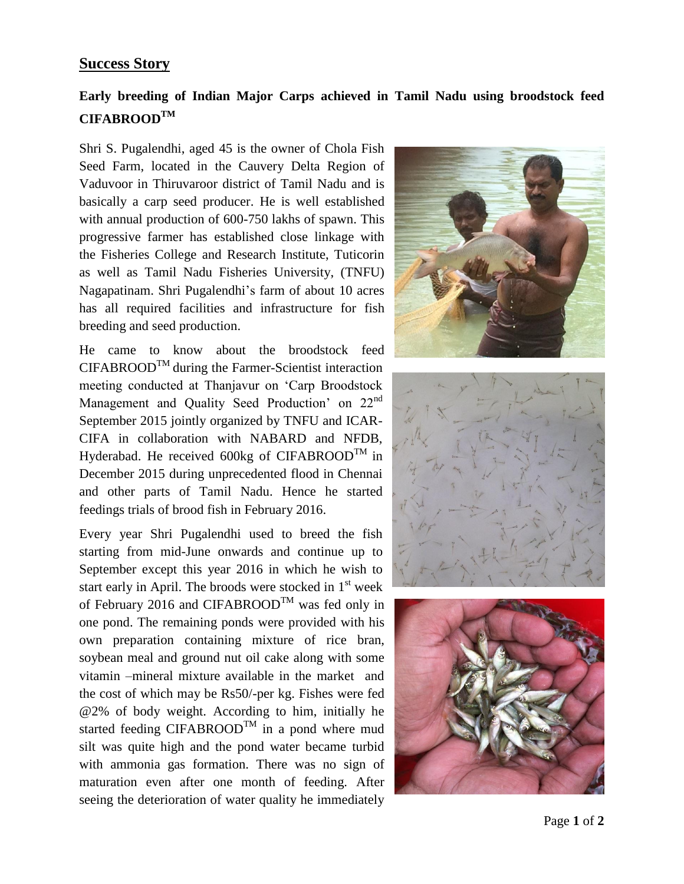## Success Story

### Early breeding of Indian Major Carps achieved in Tamil Nadu using broodstock feed CIFABROOD™

Shri S. Pugalendhi, aged 45 is the owner of Chola Fish Seed Farm, located in the Cauvery Delta Region of Vaduvoor in Thiruvaroor district of Tamil Nadu and is basically a carp seed producer. He is well established with annual production of 600-750 lakhs of spawn. This progressive farmer has established close linkage with the Fisheries College and Research Institute, Tuticorin as well as Tamil Nadu Fisheries University, (TNFU) Nagapatinam. Shri Pugalendhi's farm of about 10 acres has all required facilities and infrastructure for fish breeding and seed production.

He came to know about the broodstock feed CIFABROOD™ during the Farmer-Scientist interaction meeting conducted at Thanjavur on 'Carp Broodstock Management and Quality Seed Production' on 22nd September 2015 jointly organized by TNFU and ICAR-CIFA in collaboration with NABARD and NFDB, Hyderabad. He received 600kg of CIFABROOD™ in December 2015 during unprecedented flood in Chennai and other parts of Tamil Nadu. Hence he started feedings trials of brood fish in February 2016.

Every year Shri Pugalendhi used to breed the fish starting from mid-June onwards and continue up to September except this year 2016 in which he wish to start early in April. The broods were stocked in 1st week of February 2016 and CIFABROOD™ was fed only in one pond. The remaining ponds were provided with his own preparation containing mixture of rice bran, soybean meal and ground nut oil cake along with some vitamin –mineral mixture available in the market and the cost of which may be Rs50/-per kg. Fishes were fed @2% of body weight. According to him, initially he started feeding CIFABROOD™ in a pond where mud silt was quite high and the pond water became turbid with ammonia gas formation. There was no sign of maturation even after one month of feeding. After seeing the deterioration of water quality he immediately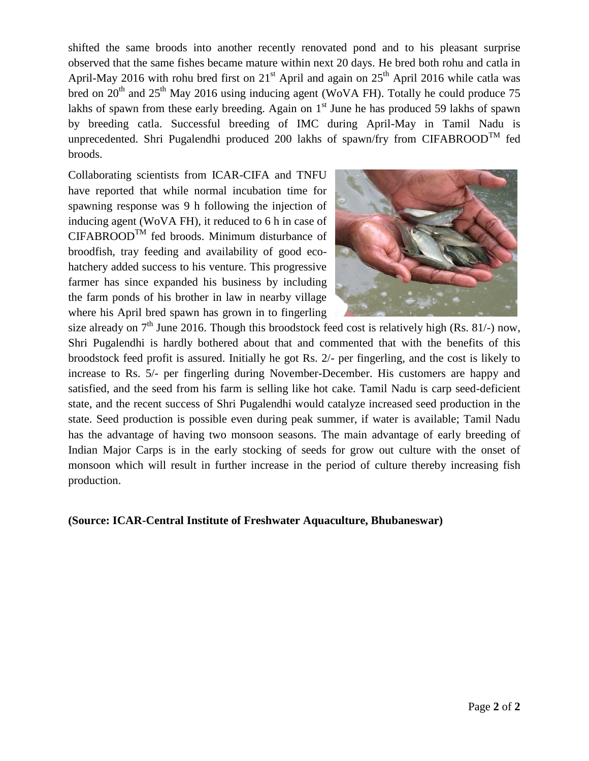shifted the same broods into another recently renovated pond and to his pleasant surprise observed that the same fishes became mature within next 20 days. He bred both rohu and catla in April-May 2016 with rohu bred first on 21st April and again on 25th April 2016 while catla was bred on 20th and 25th May 2016 using inducing agent (WoVA FH). Totally he could produce 75 lakhs of spawn from these early breeding. Again on 1st June he has produced 59 lakhs of spawn by breeding catla. Successful breeding of IMC during April-May in Tamil Nadu is unprecedented. Shri Pugalendhi produced 200 lakhs of spawn/fry from CIFABROOD™ fed broods.

Collaborating scientists from ICAR-CIFA and TNFU have reported that while normal incubation time for spawning response was 9 h following the injection of inducing agent (WoVA FH), it reduced to 6 h in case of CIFABROOD™ fed broods. Minimum disturbance of broodfish, tray feeding and availability of good eco-hatchery added success to his venture. This progressive farmer has since expanded his business by including the farm ponds of his brother in law in nearby village where his April bred spawn has grown in to fingerling size already on 7th June 2016. Though this broodstock feed cost is relatively high (Rs. 81/-) now, Shri Pugalendhi is hardly bothered about that and commented that with the benefits of this broodstock feed profit is assured. Initially he got Rs. 2/- per fingerling, and the cost is likely to increase to Rs. 5/- per fingerling during November-December. His customers are happy and satisfied, and the seed from his farm is selling like hot cake. Tamil Nadu is carp seed-deficient state, and the recent success of Shri Pugalendhi would catalyze increased seed production in the state. Seed production is possible even during peak summer, if water is available; Tamil Nadu has the advantage of having two monsoon seasons. The main advantage of early breeding of Indian Major Carps is in the early stocking of seeds for grow out culture with the onset of monsoon which will result in further increase in the period of culture thereby increasing fish production.

**(Source: ICAR-Central Institute of Freshwater Aquaculture, Bhubaneswar)**